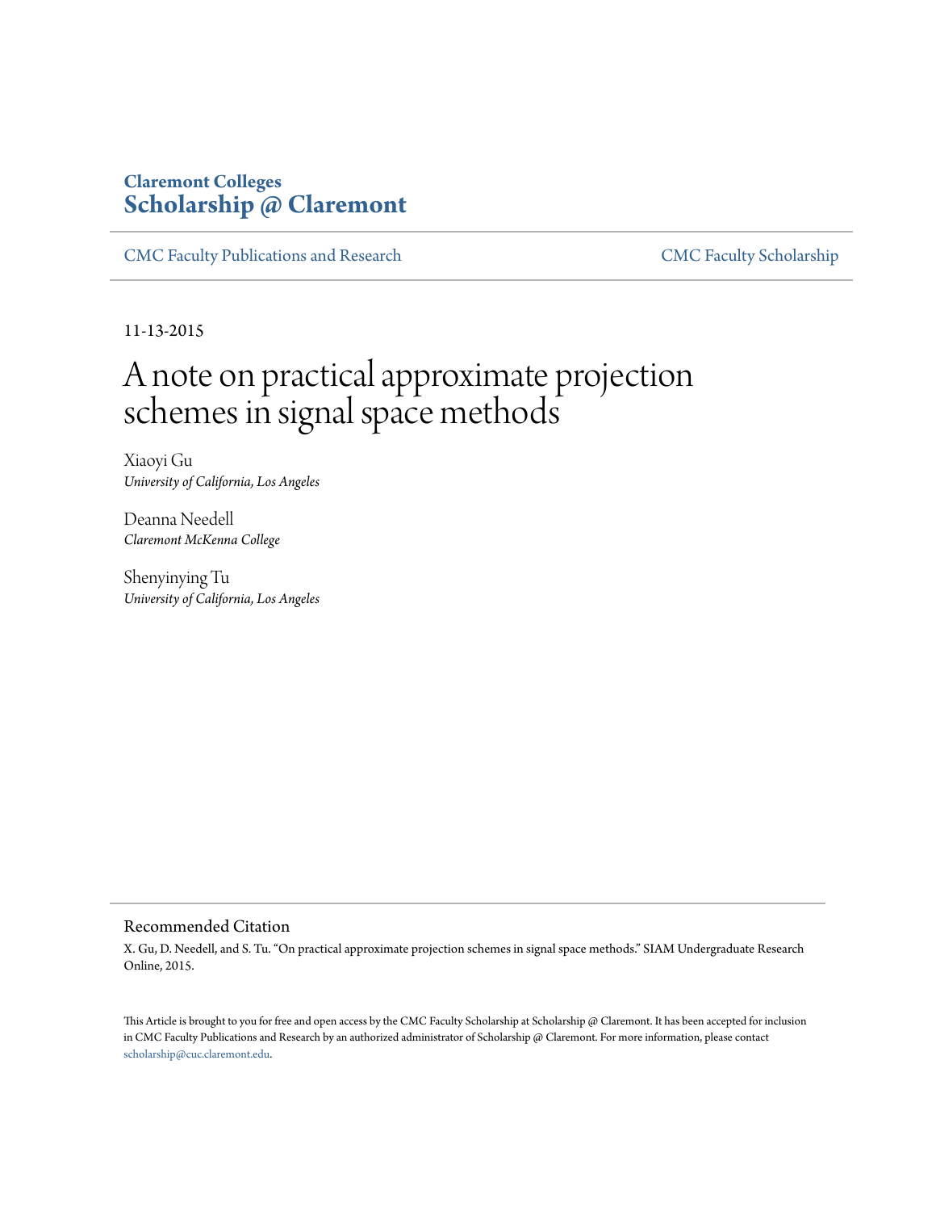Claremont Colleges
**Scholarship @ Claremont**

CMC Faculty Publications and Research | CMC Faculty Scholarship

11-13-2015

# A note on practical approximate projection schemes in signal space methods

Xiaoyi Gu
*University of California, Los Angeles*

Deanna Needell
*Claremont McKenna College*

Shenyinying Tu
*University of California, Los Angeles*

## Recommended Citation

X. Gu, D. Needell, and S. Tu. "On practical approximate projection schemes in signal space methods." SIAM Undergraduate Research Online, 2015.

This Article is brought to you for free and open access by the CMC Faculty Scholarship at Scholarship @ Claremont. It has been accepted for inclusion in CMC Faculty Publications and Research by an authorized administrator of Scholarship @ Claremont. For more information, please contact scholarship@cuc.claremont.edu.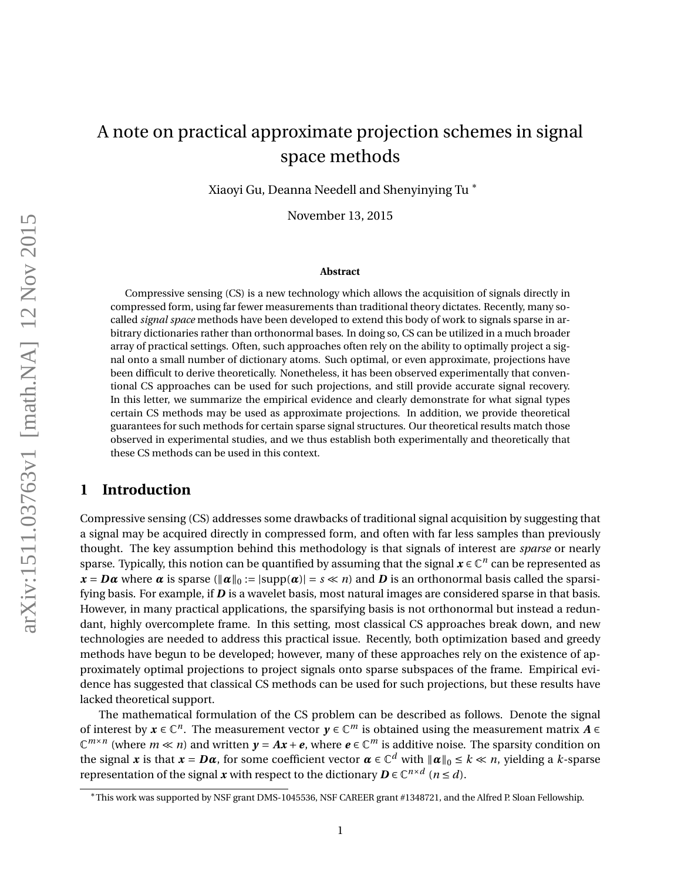# A note on practical approximate projection schemes in signal space methods

Xiaoyi Gu, Deanna Needell and Shenyinying Tu [*]

November 13, 2015

**Abstract**

Compressive sensing (CS) is a new technology which allows the acquisition of signals directly in compressed form, using far fewer measurements than traditional theory dictates. Recently, many so-called *signal space* methods have been developed to extend this body of work to signals sparse in arbitrary dictionaries rather than orthonormal bases. In doing so, CS can be utilized in a much broader array of practical settings. Often, such approaches often rely on the ability to optimally project a signal onto a small number of dictionary atoms. Such optimal, or even approximate, projections have been difficult to derive theoretically. Nonetheless, it has been observed experimentally that conventional CS approaches can be used for such projections, and still provide accurate signal recovery. In this letter, we summarize the empirical evidence and clearly demonstrate for what signal types certain CS methods may be used as approximate projections. In addition, we provide theoretical guarantees for such methods for certain sparse signal structures. Our theoretical results match those observed in experimental studies, and we thus establish both experimentally and theoretically that these CS methods can be used in this context.

## 1 Introduction

Compressive sensing (CS) addresses some drawbacks of traditional signal acquisition by suggesting that a signal may be acquired directly in compressed form, and often with far less samples than previously thought. The key assumption behind this methodology is that signals of interest are *sparse* or nearly sparse. Typically, this notion can be quantified by assuming that the signal $\boldsymbol{x} \in \mathbb{C}^n$ can be represented as $\boldsymbol{x} = \boldsymbol{D}\boldsymbol{\alpha}$ where $\boldsymbol{\alpha}$ is sparse ($\|\boldsymbol{\alpha}\|_0 := |\text{supp}(\boldsymbol{\alpha})| = s \ll n$) and $\boldsymbol{D}$ is an orthonormal basis called the sparsifying basis. For example, if $\boldsymbol{D}$ is a wavelet basis, most natural images are considered sparse in that basis. However, in many practical applications, the sparsifying basis is not orthonormal but instead a redundant, highly overcomplete frame. In this setting, most classical CS approaches break down, and new technologies are needed to address this practical issue. Recently, both optimization based and greedy methods have begun to be developed; however, many of these approaches rely on the existence of approximately optimal projections to project signals onto sparse subspaces of the frame. Empirical evidence has suggested that classical CS methods can be used for such projections, but these results have lacked theoretical support.

The mathematical formulation of the CS problem can be described as follows. Denote the signal of interest by $\boldsymbol{x} \in \mathbb{C}^n$. The measurement vector $\boldsymbol{y} \in \mathbb{C}^m$ is obtained using the measurement matrix $\boldsymbol{A} \in \mathbb{C}^{m\times n}$ (where $m \ll n$) and written $\boldsymbol{y} = \boldsymbol{A}\boldsymbol{x} + \boldsymbol{e}$, where $\boldsymbol{e} \in \mathbb{C}^m$ is additive noise. The sparsity condition on the signal $\boldsymbol{x}$ is that $\boldsymbol{x} = \boldsymbol{D}\boldsymbol{\alpha}$, for some coefficient vector $\boldsymbol{\alpha} \in \mathbb{C}^d$ with $\|\boldsymbol{\alpha}\|_0 \le k \ll n$, yielding a $k$-sparse representation of the signal $\boldsymbol{x}$ with respect to the dictionary $\boldsymbol{D} \in \mathbb{C}^{n\times d}$ $(n \le d)$.

[*] This work was supported by NSF grant DMS-1045536, NSF CAREER grant #1348721, and the Alfred P. Sloan Fellowship.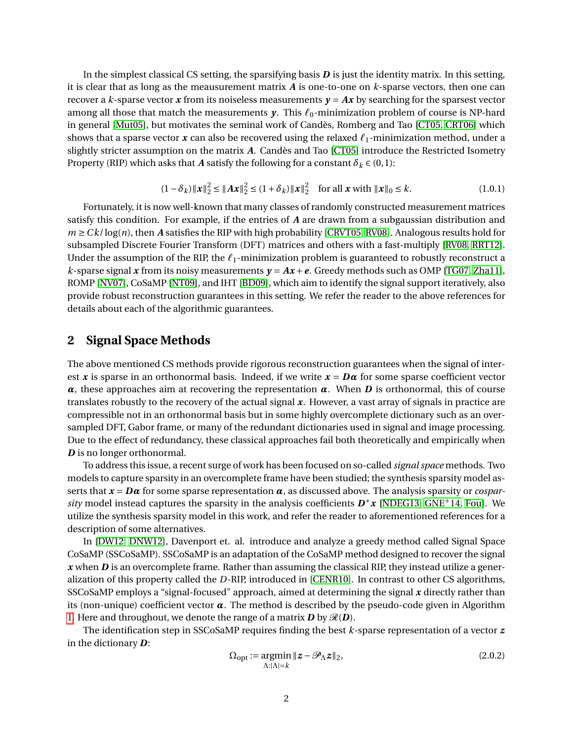In the simplest classical CS setting, the sparsifying basis $\boldsymbol{D}$ is just the identity matrix. In this setting, it is clear that as long as the measurement matrix $\boldsymbol{A}$ is one-to-one on $k$-sparse vectors, then one can recover a $k$-sparse vector $\boldsymbol{x}$ from its noiseless measurements $\boldsymbol{y} = \boldsymbol{A}\boldsymbol{x}$ by searching for the sparsest vector among all those that match the measurements $\boldsymbol{y}$. This $\ell_0$-minimization problem of course is NP-hard in general [Mut05], but motivates the seminal work of Candès, Romberg and Tao [CT05, CRT06] which shows that a sparse vector $\boldsymbol{x}$ can also be recovered using the relaxed $\ell_1$-minimization method, under a slightly stricter assumption on the matrix $\boldsymbol{A}$. Candès and Tao [CT05] introduce the Restricted Isometry Property (RIP) which asks that $\boldsymbol{A}$ satisfy the following for a constant $\delta_k \in (0,1)$:

$$(1-\delta_k)\|\boldsymbol{x}\|_2^2 \leq \|\boldsymbol{A}\boldsymbol{x}\|_2^2 \leq (1+\delta_k)\|\boldsymbol{x}\|_2^2 \quad \text{for all } \boldsymbol{x} \text{ with } \|\boldsymbol{x}\|_0 \leq k. \tag{1.0.1}$$

Fortunately, it is now well-known that many classes of randomly constructed measurement matrices satisfy this condition. For example, if the entries of $\boldsymbol{A}$ are drawn from a subgaussian distribution and $m \geq Ck/\log(n)$, then $\boldsymbol{A}$ satisfies the RIP with high probability [CRVT05, RV08]. Analogous results hold for subsampled Discrete Fourier Transform (DFT) matrices and others with a fast-multiply [RV08, RRT12]. Under the assumption of the RIP, the $\ell_1$-minimization problem is guaranteed to robustly reconstruct a $k$-sparse signal $\boldsymbol{x}$ from its noisy measurements $\boldsymbol{y} = \boldsymbol{A}\boldsymbol{x} + \boldsymbol{e}$. Greedy methods such as OMP [TG07, Zha11], ROMP [NV07], CoSaMP [NT09], and IHT [BD09], which aim to identify the signal support iteratively, also provide robust reconstruction guarantees in this setting. We refer the reader to the above references for details about each of the algorithmic guarantees.

## 2 Signal Space Methods

The above mentioned CS methods provide rigorous reconstruction guarantees when the signal of interest $\boldsymbol{x}$ is sparse in an orthonormal basis. Indeed, if we write $\boldsymbol{x} = \boldsymbol{D}\boldsymbol{\alpha}$ for some sparse coefficient vector $\boldsymbol{\alpha}$, these approaches aim at recovering the representation $\boldsymbol{\alpha}$. When $\boldsymbol{D}$ is orthonormal, this of course translates robustly to the recovery of the actual signal $\boldsymbol{x}$. However, a vast array of signals in practice are compressible not in an orthonormal basis but in some highly overcomplete dictionary such as an oversampled DFT, Gabor frame, or many of the redundant dictionaries used in signal and image processing. Due to the effect of redundancy, these classical approaches fail both theoretically and empirically when $\boldsymbol{D}$ is no longer orthonormal.

To address this issue, a recent surge of work has been focused on so-called *signal space* methods. Two models to capture sparsity in an overcomplete frame have been studied; the synthesis sparsity model asserts that $\boldsymbol{x} = \boldsymbol{D}\boldsymbol{\alpha}$ for some sparse representation $\boldsymbol{\alpha}$, as discussed above. The analysis sparsity or *cosparsity* model instead captures the sparsity in the analysis coefficients $\boldsymbol{D}^*\boldsymbol{x}$ [NDEG13, GNE+14, Fou]. We utilize the synthesis sparsity model in this work, and refer the reader to aforementioned references for a description of some alternatives.

In [DW12, DNW12], Davenport et. al. introduce and analyze a greedy method called Signal Space CoSaMP (SSCoSaMP). SSCoSaMP is an adaptation of the CoSaMP method designed to recover the signal $\boldsymbol{x}$ when $\boldsymbol{D}$ is an overcomplete frame. Rather than assuming the classical RIP, they instead utilize a generalization of this property called the $D$-RIP, introduced in [CENR10]. In contrast to other CS algorithms, SSCoSaMP employs a "signal-focused" approach, aimed at determining the signal $\boldsymbol{x}$ directly rather than its (non-unique) coefficient vector $\boldsymbol{\alpha}$. The method is described by the pseudo-code given in Algorithm 1. Here and throughout, we denote the range of a matrix $\boldsymbol{D}$ by $\mathscr{R}(\boldsymbol{D})$.

The identification step in SSCoSaMP requires finding the best $k$-sparse representation of a vector $\boldsymbol{z}$ in the dictionary $\boldsymbol{D}$:

$$\Omega_{\text{opt}} := \underset{\Lambda:|\Lambda|=k}{\operatorname{argmin}} \|\boldsymbol{z} - \mathscr{P}_\Lambda \boldsymbol{z}\|_2, \tag{2.0.2}$$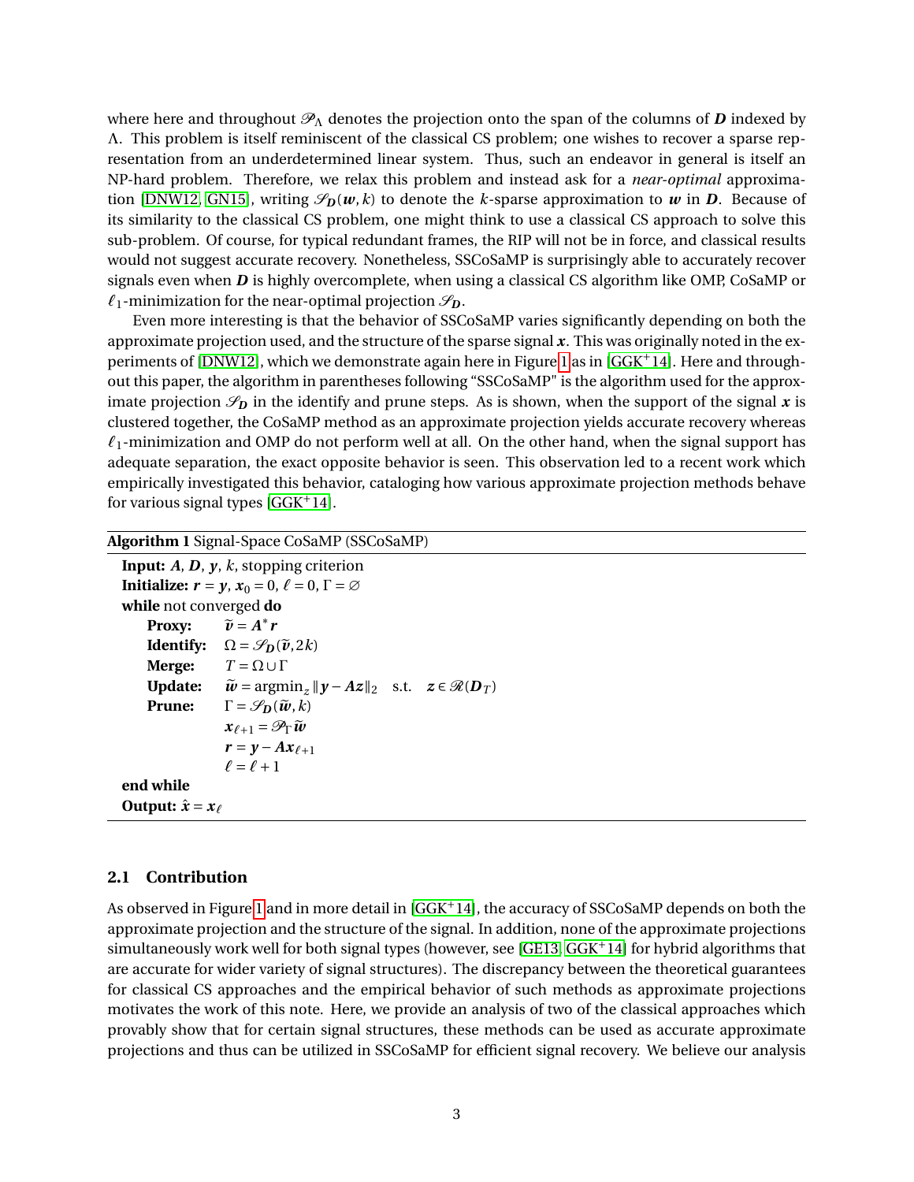where here and throughout $\mathscr{P}_\Lambda$ denotes the projection onto the span of the columns of $\boldsymbol{D}$ indexed by $\Lambda$. This problem is itself reminiscent of the classical CS problem; one wishes to recover a sparse representation from an underdetermined linear system. Thus, such an endeavor in general is itself an NP-hard problem. Therefore, we relax this problem and instead ask for a *near-optimal* approximation [DNW12, GN15], writing $\mathscr{S}_{\boldsymbol{D}}(\boldsymbol{w}, k)$ to denote the $k$-sparse approximation to $\boldsymbol{w}$ in $\boldsymbol{D}$. Because of its similarity to the classical CS problem, one might think to use a classical CS approach to solve this sub-problem. Of course, for typical redundant frames, the RIP will not be in force, and classical results would not suggest accurate recovery. Nonetheless, SSCoSaMP is surprisingly able to accurately recover signals even when $\boldsymbol{D}$ is highly overcomplete, when using a classical CS algorithm like OMP, CoSaMP or $\ell_1$-minimization for the near-optimal projection $\mathscr{S}_{\boldsymbol{D}}$.

Even more interesting is that the behavior of SSCoSaMP varies significantly depending on both the approximate projection used, and the structure of the sparse signal $\boldsymbol{x}$. This was originally noted in the experiments of [DNW12], which we demonstrate again here in Figure 1 as in [GGK+14]. Here and throughout this paper, the algorithm in parentheses following "SSCoSaMP" is the algorithm used for the approximate projection $\mathscr{S}_{\boldsymbol{D}}$ in the identify and prune steps. As is shown, when the support of the signal $\boldsymbol{x}$ is clustered together, the CoSaMP method as an approximate projection yields accurate recovery whereas $\ell_1$-minimization and OMP do not perform well at all. On the other hand, when the signal support has adequate separation, the exact opposite behavior is seen. This observation led to a recent work which empirically investigated this behavior, cataloging how various approximate projection methods behave for various signal types [GGK+14].

**Algorithm 1** Signal-Space CoSaMP (SSCoSaMP)

**Input:** $\boldsymbol{A}$, $\boldsymbol{D}$, $\boldsymbol{y}$, $k$, stopping criterion
**Initialize:** $\boldsymbol{r} = \boldsymbol{y}$, $\boldsymbol{x}_0 = 0$, $\ell = 0$, $\Gamma = \varnothing$
**while** not converged **do**
  **Proxy:** $\widetilde{\boldsymbol{v}} = \boldsymbol{A}^*\boldsymbol{r}$
  **Identify:** $\Omega = \mathscr{S}_{\boldsymbol{D}}(\widetilde{\boldsymbol{v}}, 2k)$
  **Merge:** $T = \Omega \cup \Gamma$
  **Update:** $\widetilde{\boldsymbol{w}} = \operatorname{argmin}_{\boldsymbol{z}} \|\boldsymbol{y} - \boldsymbol{A}\boldsymbol{z}\|_2$ s.t. $\boldsymbol{z} \in \mathscr{R}(\boldsymbol{D}_T)$
  **Prune:** $\Gamma = \mathscr{S}_{\boldsymbol{D}}(\widetilde{\boldsymbol{w}}, k)$
  $\boldsymbol{x}_{\ell+1} = \mathscr{P}_\Gamma \widetilde{\boldsymbol{w}}$
  $\boldsymbol{r} = \boldsymbol{y} - \boldsymbol{A}\boldsymbol{x}_{\ell+1}$
  $\ell = \ell + 1$
**end while**
**Output:** $\hat{\boldsymbol{x}} = \boldsymbol{x}_\ell$

### 2.1 Contribution

As observed in Figure 1 and in more detail in [GGK+14], the accuracy of SSCoSaMP depends on both the approximate projection and the structure of the signal. In addition, none of the approximate projections simultaneously work well for both signal types (however, see [GE13, GGK+14] for hybrid algorithms that are accurate for wider variety of signal structures). The discrepancy between the theoretical guarantees for classical CS approaches and the empirical behavior of such methods as approximate projections motivates the work of this note. Here, we provide an analysis of two of the classical approaches which provably show that for certain signal structures, these methods can be used as accurate approximate projections and thus can be utilized in SSCoSaMP for efficient signal recovery. We believe our analysis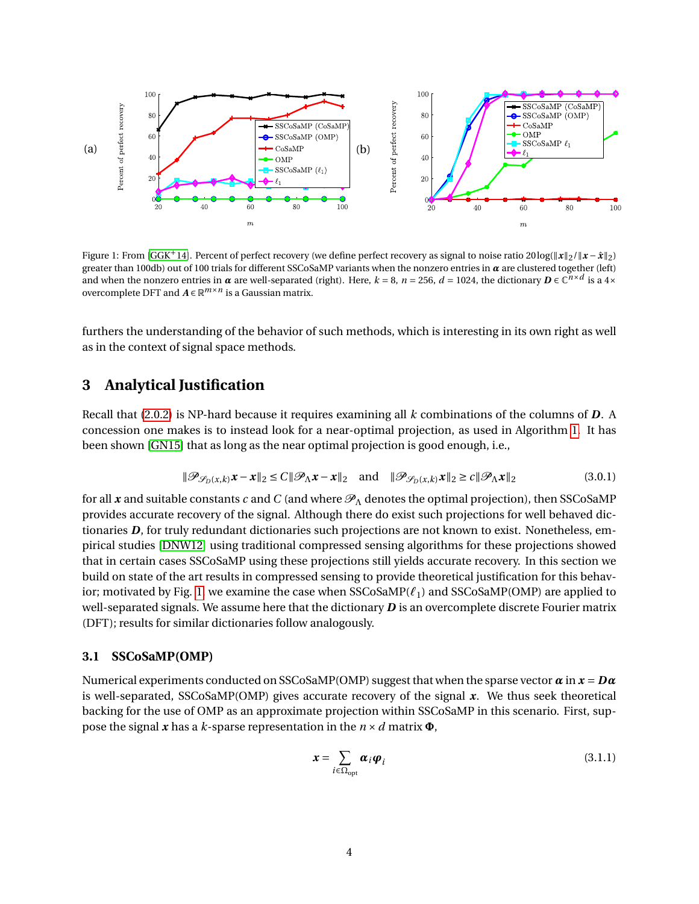Figure 1: From [GGK+14]. Percent of perfect recovery (we define perfect recovery as signal to noise ratio $20\log(\|\boldsymbol{x}\|_2/\|\boldsymbol{x}-\hat{\boldsymbol{x}}\|_2)$ greater than 100db) out of 100 trials for different SSCoSaMP variants when the nonzero entries in $\boldsymbol{\alpha}$ are clustered together (left) and when the nonzero entries in $\boldsymbol{\alpha}$ are well-separated (right). Here, $k=8$, $n=256$, $d=1024$, the dictionary $\boldsymbol{D}\in\mathbb{C}^{n\times d}$ is a $4\times$ overcomplete DFT and $\boldsymbol{A}\in\mathbb{R}^{m\times n}$ is a Gaussian matrix.

furthers the understanding of the behavior of such methods, which is interesting in its own right as well as in the context of signal space methods.

## 3 Analytical Justification

Recall that (2.0.2) is NP-hard because it requires examining all $k$ combinations of the columns of $\boldsymbol{D}$. A concession one makes is to instead look for a near-optimal projection, as used in Algorithm 1. It has been shown [GN15] that as long as the near optimal projection is good enough, i.e.,

$$\|\mathscr{P}_{\mathscr{S}_D(x,k)}\boldsymbol{x}-\boldsymbol{x}\|_2 \le C\|\mathscr{P}_\Lambda\boldsymbol{x}-\boldsymbol{x}\|_2 \quad \text{and} \quad \|\mathscr{P}_{\mathscr{S}_D(x,k)}\boldsymbol{x}\|_2 \ge c\|\mathscr{P}_\Lambda\boldsymbol{x}\|_2 \tag{3.0.1}$$

for all $\boldsymbol{x}$ and suitable constants $c$ and $C$ (and where $\mathscr{P}_\Lambda$ denotes the optimal projection), then SSCoSaMP provides accurate recovery of the signal. Although there do exist such projections for well behaved dictionaries $\boldsymbol{D}$, for truly redundant dictionaries such projections are not known to exist. Nonetheless, empirical studies [DNW12] using traditional compressed sensing algorithms for these projections showed that in certain cases SSCoSaMP using these projections still yields accurate recovery. In this section we build on state of the art results in compressed sensing to provide theoretical justification for this behavior; motivated by Fig. 1, we examine the case when SSCoSaMP($\ell_1$) and SSCoSaMP(OMP) are applied to well-separated signals. We assume here that the dictionary $\boldsymbol{D}$ is an overcomplete discrete Fourier matrix (DFT); results for similar dictionaries follow analogously.

### 3.1 SSCoSaMP(OMP)

Numerical experiments conducted on SSCoSaMP(OMP) suggest that when the sparse vector $\boldsymbol{\alpha}$ in $\boldsymbol{x}=\boldsymbol{D}\boldsymbol{\alpha}$ is well-separated, SSCoSaMP(OMP) gives accurate recovery of the signal $\boldsymbol{x}$. We thus seek theoretical backing for the use of OMP as an approximate projection within SSCoSaMP in this scenario. First, suppose the signal $\boldsymbol{x}$ has a $k$-sparse representation in the $n\times d$ matrix $\boldsymbol{\Phi}$,

$$\boldsymbol{x}=\sum_{i\in\Omega_{\text{opt}}}\boldsymbol{\alpha}_i\boldsymbol{\varphi}_i \tag{3.1.1}$$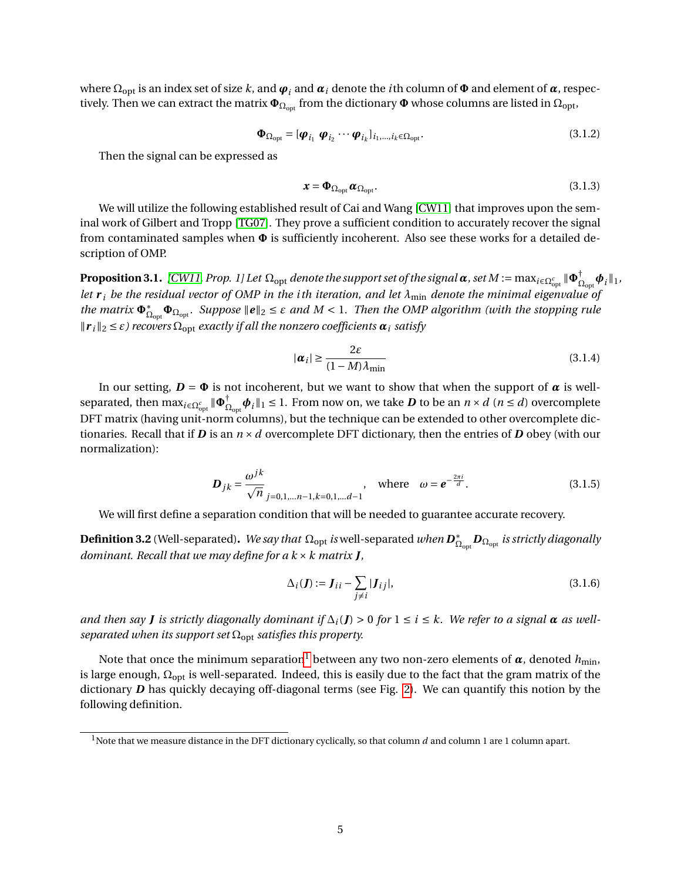where $\Omega_{\text{opt}}$ is an index set of size $k$, and $\boldsymbol{\varphi}_i$ and $\boldsymbol{\alpha}_i$ denote the $i$th column of $\boldsymbol{\Phi}$ and element of $\boldsymbol{\alpha}$, respectively. Then we can extract the matrix $\boldsymbol{\Phi}_{\Omega_{\text{opt}}}$ from the dictionary $\boldsymbol{\Phi}$ whose columns are listed in $\Omega_{\text{opt}}$,

$$\boldsymbol{\Phi}_{\Omega_{\text{opt}}} = [\boldsymbol{\varphi}_{i_1} \ \boldsymbol{\varphi}_{i_2} \cdots \boldsymbol{\varphi}_{i_k}]_{i_1,\ldots,i_k \in \Omega_{\text{opt}}}. \tag{3.1.2}$$

Then the signal can be expressed as

$$\boldsymbol{x} = \boldsymbol{\Phi}_{\Omega_{\text{opt}}} \boldsymbol{\alpha}_{\Omega_{\text{opt}}}. \tag{3.1.3}$$

We will utilize the following established result of Cai and Wang [CW11] that improves upon the seminal work of Gilbert and Tropp [TG07]. They prove a sufficient condition to accurately recover the signal from contaminated samples when $\boldsymbol{\Phi}$ is sufficiently incoherent. Also see these works for a detailed description of OMP.

**Proposition 3.1.** *[CW11, Prop. 1] Let $\Omega_{\text{opt}}$ denote the support set of the signal $\boldsymbol{\alpha}$, set $M := \max_{i \in \Omega_{\text{opt}}^c} \|\boldsymbol{\Phi}_{\Omega_{\text{opt}}}^{\dagger} \boldsymbol{\phi}_i\|_1$, let $\boldsymbol{r}_i$ be the residual vector of OMP in the $i$th iteration, and let $\lambda_{\min}$ denote the minimal eigenvalue of the matrix $\boldsymbol{\Phi}_{\Omega_{\text{opt}}}^* \boldsymbol{\Phi}_{\Omega_{\text{opt}}}$. Suppose $\|\boldsymbol{e}\|_2 \leq \varepsilon$ and $M < 1$. Then the OMP algorithm (with the stopping rule $\|\boldsymbol{r}_i\|_2 \leq \varepsilon$) recovers $\Omega_{\text{opt}}$ exactly if all the nonzero coefficients $\boldsymbol{\alpha}_i$ satisfy*

$$|\boldsymbol{\alpha}_i| \geq \frac{2\varepsilon}{(1-M)\lambda_{\min}} \tag{3.1.4}$$

In our setting, $\boldsymbol{D} = \boldsymbol{\Phi}$ is not incoherent, but we want to show that when the support of $\boldsymbol{\alpha}$ is well-separated, then $\max_{i \in \Omega_{\text{opt}}^c} \|\boldsymbol{\Phi}_{\Omega_{\text{opt}}}^{\dagger} \boldsymbol{\phi}_i\|_1 \leq 1$. From now on, we take $\boldsymbol{D}$ to be an $n \times d$ $(n \leq d)$ overcomplete DFT matrix (having unit-norm columns), but the technique can be extended to other overcomplete dictionaries. Recall that if $\boldsymbol{D}$ is an $n \times d$ overcomplete DFT dictionary, then the entries of $\boldsymbol{D}$ obey (with our normalization):

$$\boldsymbol{D}_{jk} = \frac{\omega^{jk}}{\sqrt{n}}_{j=0,1,\ldots n-1, k=0,1,\ldots d-1}, \quad \text{where} \quad \omega = \boldsymbol{e}^{-\frac{2\pi i}{d}}. \tag{3.1.5}$$

We will first define a separation condition that will be needed to guarantee accurate recovery.

**Definition 3.2** (Well-separated)**.** *We say that $\Omega_{\text{opt}}$ is* well-separated *when $\boldsymbol{D}_{\Omega_{\text{opt}}}^* \boldsymbol{D}_{\Omega_{\text{opt}}}$ is strictly diagonally dominant. Recall that we may define for a $k \times k$ matrix $\boldsymbol{J}$,*

$$\Delta_i(\boldsymbol{J}) := \boldsymbol{J}_{ii} - \sum_{j \neq i} |\boldsymbol{J}_{ij}|, \tag{3.1.6}$$

*and then say $\boldsymbol{J}$ is strictly diagonally dominant if $\Delta_i(\boldsymbol{J}) > 0$ for $1 \leq i \leq k$. We refer to a signal $\boldsymbol{\alpha}$ as well-separated when its support set $\Omega_{\text{opt}}$ satisfies this property.*

Note that once the minimum separation[1] between any two non-zero elements of $\boldsymbol{\alpha}$, denoted $h_{\min}$, is large enough, $\Omega_{\text{opt}}$ is well-separated. Indeed, this is easily due to the fact that the gram matrix of the dictionary $\boldsymbol{D}$ has quickly decaying off-diagonal terms (see Fig. 2). We can quantify this notion by the following definition.

[1] Note that we measure distance in the DFT dictionary cyclically, so that column $d$ and column 1 are 1 column apart.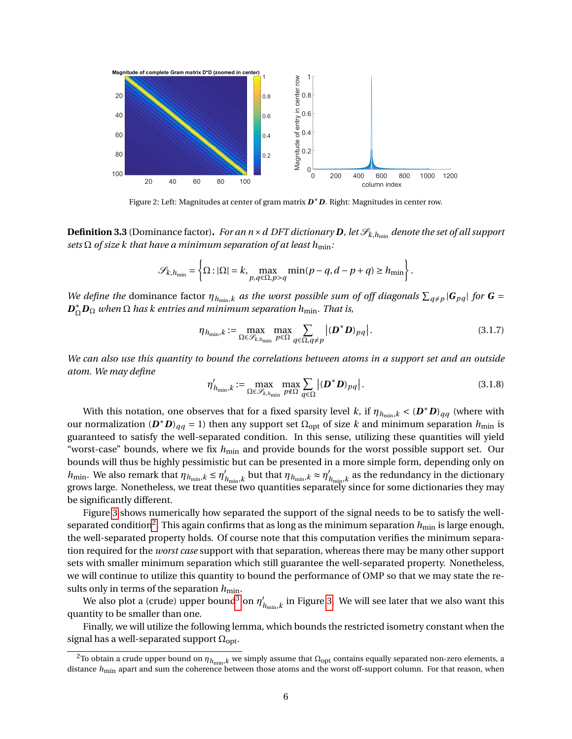Figure 2: Left: Magnitudes at center of gram matrix $\boldsymbol{D}^*\boldsymbol{D}$. Right: Magnitudes in center row.

**Definition 3.3** (Dominance factor). *For an $n \times d$ DFT dictionary $\boldsymbol{D}$, let $\mathscr{S}_{k,h_{\min}}$ denote the set of all support sets $\Omega$ of size $k$ that have a minimum separation of at least $h_{\min}$:*

$$\mathscr{S}_{k,h_{\min}} = \left\{ \Omega : |\Omega| = k, \max_{p,q \in \Omega, p>q} \min(p-q, d-p+q) \geq h_{\min} \right\}.$$

*We define the* dominance factor $\eta_{h_{\min},k}$ *as the worst possible sum of off diagonals $\sum_{q \neq p} |\boldsymbol{G}_{pq}|$ for $\boldsymbol{G} = \boldsymbol{D}_\Omega^* \boldsymbol{D}_\Omega$ when $\Omega$ has $k$ entries and minimum separation $h_{\min}$. That is,*

$$\eta_{h_{\min},k} := \max_{\Omega \in \mathscr{S}_{k,h_{\min}}} \max_{p \in \Omega} \sum_{q \in \Omega, q \neq p} \left| (\boldsymbol{D}^*\boldsymbol{D})_{pq} \right|. \tag{3.1.7}$$

*We can also use this quantity to bound the correlations between atoms in a support set and an outside atom. We may define*

$$\eta'_{h_{\min},k} := \max_{\Omega \in \mathscr{S}_{k,h_{\min}}} \max_{p \notin \Omega} \sum_{q \in \Omega} \left| (\boldsymbol{D}^*\boldsymbol{D})_{pq} \right|. \tag{3.1.8}$$

With this notation, one observes that for a fixed sparsity level $k$, if $\eta_{h_{\min},k} < (\boldsymbol{D}^*\boldsymbol{D})_{qq}$ (where with our normalization $(\boldsymbol{D}^*\boldsymbol{D})_{qq} = 1$) then any support set $\Omega_{\text{opt}}$ of size $k$ and minimum separation $h_{\min}$ is guaranteed to satisfy the well-separated condition. In this sense, utilizing these quantities will yield "worst-case" bounds, where we fix $h_{\min}$ and provide bounds for the worst possible support set. Our bounds will thus be highly pessimistic but can be presented in a more simple form, depending only on $h_{\min}$. We also remark that $\eta_{h_{\min},k} \leq \eta'_{h_{\min},k}$ but that $\eta_{h_{\min},k} \approx \eta'_{h_{\min},k}$ as the redundancy in the dictionary grows large. Nonetheless, we treat these two quantities separately since for some dictionaries they may be significantly different.

Figure 3 shows numerically how separated the support of the signal needs to be to satisfy the well-separated condition[2]. This again confirms that as long as the minimum separation $h_{\min}$ is large enough, the well-separated property holds. Of course note that this computation verifies the minimum separation required for the *worst case* support with that separation, whereas there may be many other support sets with smaller minimum separation which still guarantee the well-separated property. Nonetheless, we will continue to utilize this quantity to bound the performance of OMP so that we may state the results only in terms of the separation $h_{\min}$.

We also plot a (crude) upper bound[3] on $\eta'_{h_{\min},k}$ in Figure 3. We will see later that we also want this quantity to be smaller than one.

Finally, we will utilize the following lemma, which bounds the restricted isometry constant when the signal has a well-separated support $\Omega_{\text{opt}}$.

[2] To obtain a crude upper bound on $\eta_{h_{\min},k}$ we simply assume that $\Omega_{\text{opt}}$ contains equally separated non-zero elements, a distance $h_{\min}$ apart and sum the coherence between those atoms and the worst off-support column. For that reason, when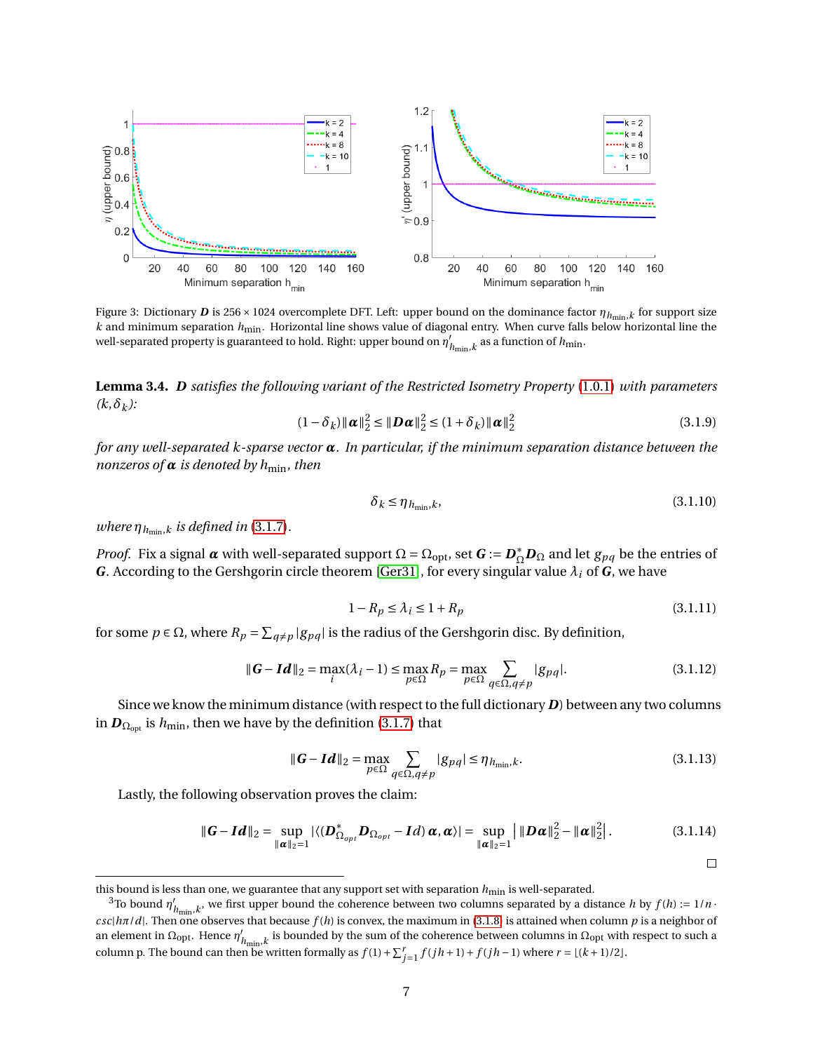Figure 3: Dictionary $\boldsymbol{D}$ is $256 \times 1024$ overcomplete DFT. Left: upper bound on the dominance factor $\eta_{h_{\min},k}$ for support size $k$ and minimum separation $h_{\min}$. Horizontal line shows value of diagonal entry. When curve falls below horizontal line the well-separated property is guaranteed to hold. Right: upper bound on $\eta'_{h_{\min},k}$ as a function of $h_{\min}$.

**Lemma 3.4.** *$\boldsymbol{D}$ satisfies the following variant of the Restricted Isometry Property (1.0.1) with parameters $(k, \delta_k)$:*

$$(1-\delta_k)\|\boldsymbol{\alpha}\|_2^2 \leq \|\boldsymbol{D}\boldsymbol{\alpha}\|_2^2 \leq (1+\delta_k)\|\boldsymbol{\alpha}\|_2^2 \tag{3.1.9}$$

*for any well-separated $k$-sparse vector $\boldsymbol{\alpha}$. In particular, if the minimum separation distance between the nonzeros of $\boldsymbol{\alpha}$ is denoted by $h_{\min}$, then*

$$\delta_k \leq \eta_{h_{\min},k}, \tag{3.1.10}$$

*where $\eta_{h_{\min},k}$ is defined in (3.1.7).*

*Proof.* Fix a signal $\boldsymbol{\alpha}$ with well-separated support $\Omega = \Omega_{\text{opt}}$, set $\boldsymbol{G} := \boldsymbol{D}_\Omega^* \boldsymbol{D}_\Omega$ and let $g_{pq}$ be the entries of $\boldsymbol{G}$. According to the Gershgorin circle theorem [Ger31], for every singular value $\lambda_i$ of $\boldsymbol{G}$, we have

$$1 - R_p \leq \lambda_i \leq 1 + R_p \tag{3.1.11}$$

for some $p \in \Omega$, where $R_p = \sum_{q \neq p} |g_{pq}|$ is the radius of the Gershgorin disc. By definition,

$$\|\boldsymbol{G} - \boldsymbol{Id}\|_2 = \max_i(\lambda_i - 1) \leq \max_{p\in\Omega} R_p = \max_{p\in\Omega} \sum_{q\in\Omega, q\neq p} |g_{pq}|. \tag{3.1.12}$$

Since we know the minimum distance (with respect to the full dictionary $\boldsymbol{D}$) between any two columns in $\boldsymbol{D}_{\Omega_{\text{opt}}}$ is $h_{\min}$, then we have by the definition (3.1.7) that

$$\|\boldsymbol{G} - \boldsymbol{Id}\|_2 = \max_{p\in\Omega} \sum_{q\in\Omega, q\neq p} |g_{pq}| \leq \eta_{h_{\min},k}. \tag{3.1.13}$$

Lastly, the following observation proves the claim:

$$\|\boldsymbol{G} - \boldsymbol{Id}\|_2 = \sup_{\|\boldsymbol{\alpha}\|_2=1} |\langle(\boldsymbol{D}_{\Omega_{opt}}^* \boldsymbol{D}_{\Omega_{opt}} - \boldsymbol{Id})\,\boldsymbol{\alpha}, \boldsymbol{\alpha}\rangle| = \sup_{\|\boldsymbol{\alpha}\|_2=1} \left| \|\boldsymbol{D}\boldsymbol{\alpha}\|_2^2 - \|\boldsymbol{\alpha}\|_2^2 \right|. \tag{3.1.14}$$

□

---

this bound is less than one, we guarantee that any support set with separation $h_{\min}$ is well-separated.

[3] To bound $\eta'_{h_{\min},k}$, we first upper bound the coherence between two columns separated by a distance $h$ by $f(h) := 1/n \cdot csc|h\pi/d|$. Then one observes that because $f(h)$ is convex, the maximum in (3.1.8) is attained when column $p$ is a neighbor of an element in $\Omega_{\text{opt}}$. Hence $\eta'_{h_{\min},k}$ is bounded by the sum of the coherence between columns in $\Omega_{\text{opt}}$ with respect to such a column p. The bound can then be written formally as $f(1) + \sum_{j=1}^{r} f(jh+1) + f(jh-1)$ where $r = \lfloor (k+1)/2 \rfloor$.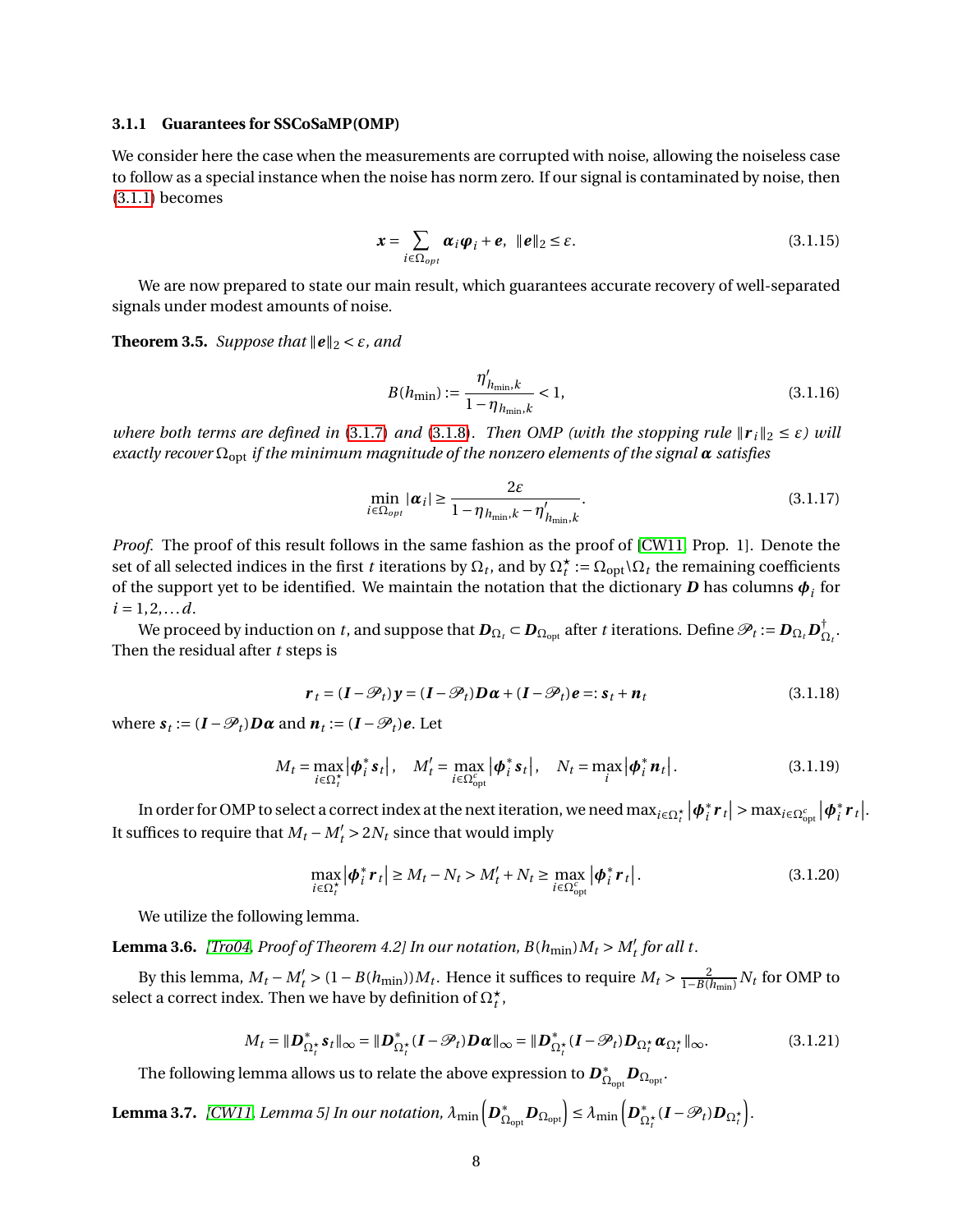### 3.1.1 Guarantees for SSCoSaMP(OMP)

We consider here the case when the measurements are corrupted with noise, allowing the noiseless case to follow as a special instance when the noise has norm zero. If our signal is contaminated by noise, then (3.1.1) becomes

$$\boldsymbol{x} = \sum_{i \in \Omega_{opt}} \boldsymbol{\alpha}_i \boldsymbol{\varphi}_i + \boldsymbol{e}, \ \ \|\boldsymbol{e}\|_2 \leq \varepsilon. \tag{3.1.15}$$

We are now prepared to state our main result, which guarantees accurate recovery of well-separated signals under modest amounts of noise.

**Theorem 3.5.** *Suppose that $\|\boldsymbol{e}\|_2 < \varepsilon$, and*

$$B(h_{\min}) := \frac{\eta'_{h_{\min},k}}{1 - \eta_{h_{\min},k}} < 1, \tag{3.1.16}$$

*where both terms are defined in (3.1.7) and (3.1.8). Then OMP (with the stopping rule $\|\boldsymbol{r}_i\|_2 \leq \varepsilon$) will exactly recover $\Omega_{\text{opt}}$ if the minimum magnitude of the nonzero elements of the signal $\boldsymbol{\alpha}$ satisfies*

$$\min_{i \in \Omega_{opt}} |\boldsymbol{\alpha}_i| \geq \frac{2\varepsilon}{1 - \eta_{h_{\min},k} - \eta'_{h_{\min},k}}. \tag{3.1.17}$$

*Proof.* The proof of this result follows in the same fashion as the proof of [CW11, Prop. 1]. Denote the set of all selected indices in the first $t$ iterations by $\Omega_t$, and by $\Omega_t^\star := \Omega_{\text{opt}} \backslash \Omega_t$ the remaining coefficients of the support yet to be identified. We maintain the notation that the dictionary $\boldsymbol{D}$ has columns $\boldsymbol{\phi}_i$ for $i = 1, 2, \ldots d$.

We proceed by induction on $t$, and suppose that $\boldsymbol{D}_{\Omega_t} \subset \boldsymbol{D}_{\Omega_{\text{opt}}}$ after $t$ iterations. Define $\mathscr{P}_t := \boldsymbol{D}_{\Omega_t} \boldsymbol{D}_{\Omega_t}^\dagger$. Then the residual after $t$ steps is

$$\boldsymbol{r}_t = (\boldsymbol{I} - \mathscr{P}_t)\boldsymbol{y} = (\boldsymbol{I} - \mathscr{P}_t)\boldsymbol{D}\boldsymbol{\alpha} + (\boldsymbol{I} - \mathscr{P}_t)\boldsymbol{e} =: \boldsymbol{s}_t + \boldsymbol{n}_t \tag{3.1.18}$$

where $\boldsymbol{s}_t := (\boldsymbol{I} - \mathscr{P}_t)\boldsymbol{D}\boldsymbol{\alpha}$ and $\boldsymbol{n}_t := (\boldsymbol{I} - \mathscr{P}_t)\boldsymbol{e}$. Let

$$M_t = \max_{i \in \Omega_t^\star} \left|\boldsymbol{\phi}_i^* \boldsymbol{s}_t\right|, \quad M'_t = \max_{i \in \Omega_{\text{opt}}^c} \left|\boldsymbol{\phi}_i^* \boldsymbol{s}_t\right|, \quad N_t = \max_i \left|\boldsymbol{\phi}_i^* \boldsymbol{n}_t\right|. \tag{3.1.19}$$

In order for OMP to select a correct index at the next iteration, we need $\max_{i \in \Omega_t^\star} \left|\boldsymbol{\phi}_i^* \boldsymbol{r}_t\right| > \max_{i \in \Omega_{\text{opt}}^c} \left|\boldsymbol{\phi}_i^* \boldsymbol{r}_t\right|$. It suffices to require that $M_t - M'_t > 2N_t$ since that would imply

$$\max_{i \in \Omega_t^\star} \left|\boldsymbol{\phi}_i^* \boldsymbol{r}_t\right| \geq M_t - N_t > M'_t + N_t \geq \max_{i \in \Omega_{\text{opt}}^c} \left|\boldsymbol{\phi}_i^* \boldsymbol{r}_t\right|. \tag{3.1.20}$$

We utilize the following lemma.

**Lemma 3.6.** *[Tro04, Proof of Theorem 4.2] In our notation, $B(h_{\min})M_t > M'_t$ for all $t$.*

By this lemma, $M_t - M'_t > (1 - B(h_{\min}))M_t$. Hence it suffices to require $M_t > \frac{2}{1 - B(h_{\min})} N_t$ for OMP to select a correct index. Then we have by definition of $\Omega_t^\star$,

$$M_t = \|\boldsymbol{D}_{\Omega_t^\star}^* \boldsymbol{s}_t\|_\infty = \|\boldsymbol{D}_{\Omega_t^\star}^* (\boldsymbol{I} - \mathscr{P}_t)\boldsymbol{D}\boldsymbol{\alpha}\|_\infty = \|\boldsymbol{D}_{\Omega_t^\star}^* (\boldsymbol{I} - \mathscr{P}_t)\boldsymbol{D}_{\Omega_t^\star} \boldsymbol{\alpha}_{\Omega_t^\star}\|_\infty. \tag{3.1.21}$$

The following lemma allows us to relate the above expression to $\boldsymbol{D}_{\Omega_{\text{opt}}}^* \boldsymbol{D}_{\Omega_{\text{opt}}}$.

**Lemma 3.7.** *[CW11, Lemma 5] In our notation, $\lambda_{\min}\left(\boldsymbol{D}_{\Omega_{\text{opt}}}^* \boldsymbol{D}_{\Omega_{\text{opt}}}\right) \leq \lambda_{\min}\left(\boldsymbol{D}_{\Omega_t^\star}^* (\boldsymbol{I} - \mathscr{P}_t)\boldsymbol{D}_{\Omega_t^\star}\right)$.*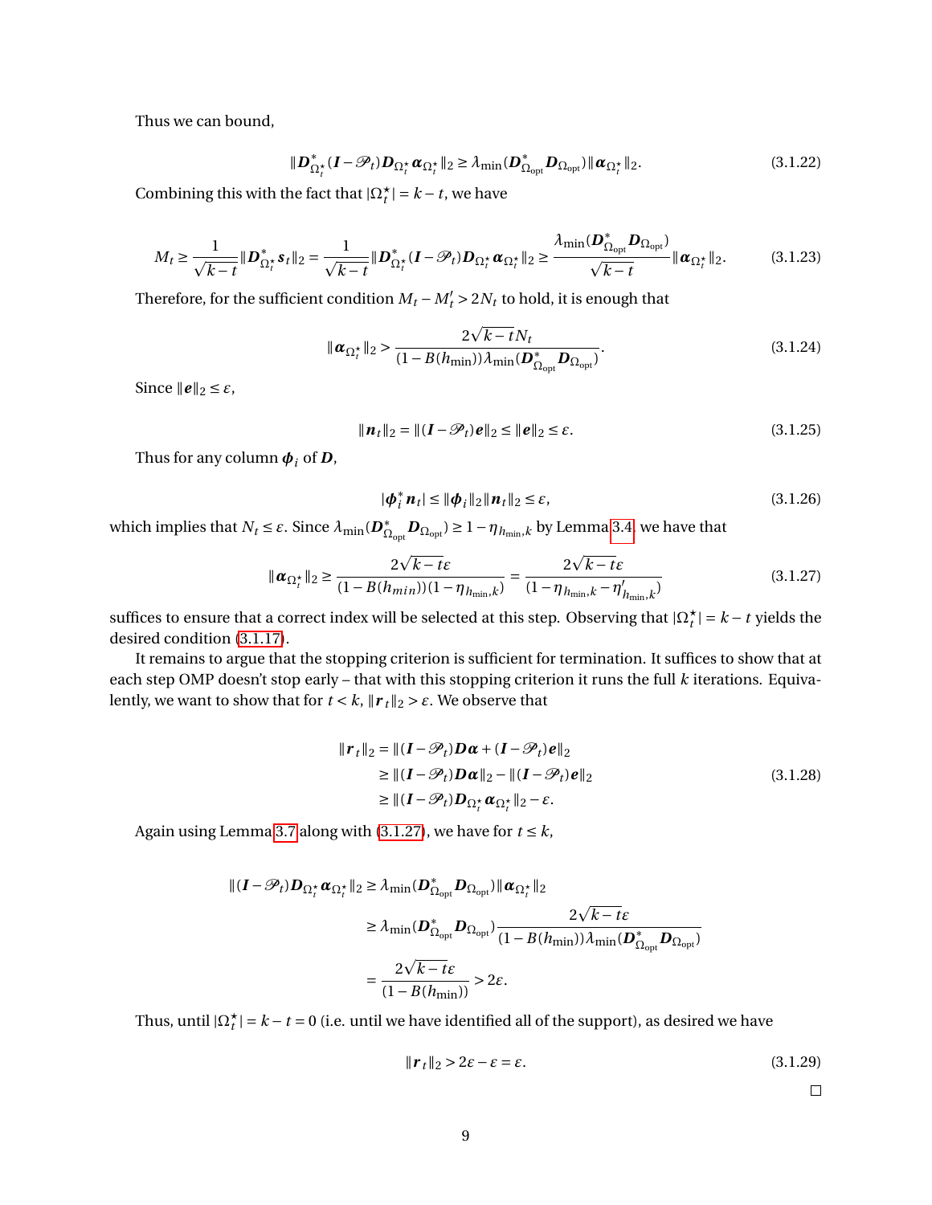Thus we can bound,

$$\|\boldsymbol{D}^*_{\Omega^\star_t}(\boldsymbol{I}-\mathscr{P}_t)\boldsymbol{D}_{\Omega^\star_t}\boldsymbol{\alpha}_{\Omega^\star_t}\|_2 \geq \lambda_{\min}(\boldsymbol{D}^*_{\Omega_{\text{opt}}}\boldsymbol{D}_{\Omega_{\text{opt}}})\|\boldsymbol{\alpha}_{\Omega^\star_t}\|_2. \tag{3.1.22}$$

Combining this with the fact that $|\Omega^\star_t| = k-t$, we have

$$M_t \geq \frac{1}{\sqrt{k-t}}\|\boldsymbol{D}^*_{\Omega^\star_t}\boldsymbol{s}_t\|_2 = \frac{1}{\sqrt{k-t}}\|\boldsymbol{D}^*_{\Omega^\star_t}(\boldsymbol{I}-\mathscr{P}_t)\boldsymbol{D}_{\Omega^\star_t}\boldsymbol{\alpha}_{\Omega^\star_t}\|_2 \geq \frac{\lambda_{\min}(\boldsymbol{D}^*_{\Omega_{\text{opt}}}\boldsymbol{D}_{\Omega_{\text{opt}}})}{\sqrt{k-t}}\|\boldsymbol{\alpha}_{\Omega^\star_t}\|_2. \tag{3.1.23}$$

Therefore, for the sufficient condition $M_t - M'_t > 2N_t$ to hold, it is enough that

$$\|\boldsymbol{\alpha}_{\Omega^\star_t}\|_2 > \frac{2\sqrt{k-t}N_t}{(1-B(h_{\min}))\lambda_{\min}(\boldsymbol{D}^*_{\Omega_{\text{opt}}}\boldsymbol{D}_{\Omega_{\text{opt}}})}. \tag{3.1.24}$$

Since $\|\boldsymbol{e}\|_2 \leq \varepsilon$,

$$\|\boldsymbol{n}_t\|_2 = \|(\boldsymbol{I}-\mathscr{P}_t)\boldsymbol{e}\|_2 \leq \|\boldsymbol{e}\|_2 \leq \varepsilon. \tag{3.1.25}$$

Thus for any column $\boldsymbol{\phi}_i$ of $\boldsymbol{D}$,

$$|\boldsymbol{\phi}^*_i\boldsymbol{n}_t| \leq \|\boldsymbol{\phi}_i\|_2\|\boldsymbol{n}_t\|_2 \leq \varepsilon, \tag{3.1.26}$$

which implies that $N_t \leq \varepsilon$. Since $\lambda_{\min}(\boldsymbol{D}^*_{\Omega_{\text{opt}}}\boldsymbol{D}_{\Omega_{\text{opt}}}) \geq 1-\eta_{h_{\min},k}$ by Lemma 3.4, we have that

$$\|\boldsymbol{\alpha}_{\Omega^\star_t}\|_2 \geq \frac{2\sqrt{k-t}\varepsilon}{(1-B(h_{min}))(1-\eta_{h_{\min},k})} = \frac{2\sqrt{k-t}\varepsilon}{(1-\eta_{h_{\min},k}-\eta'_{h_{\min},k})} \tag{3.1.27}$$

suffices to ensure that a correct index will be selected at this step. Observing that $|\Omega^\star_t| = k-t$ yields the desired condition (3.1.17).

It remains to argue that the stopping criterion is sufficient for termination. It suffices to show that at each step OMP doesn't stop early – that with this stopping criterion it runs the full $k$ iterations. Equivalently, we want to show that for $t < k$, $\|\boldsymbol{r}_t\|_2 > \varepsilon$. We observe that

$$\begin{aligned}
\|\boldsymbol{r}_t\|_2 &= \|(\boldsymbol{I}-\mathscr{P}_t)\boldsymbol{D}\boldsymbol{\alpha} + (\boldsymbol{I}-\mathscr{P}_t)\boldsymbol{e}\|_2 \\
&\geq \|(\boldsymbol{I}-\mathscr{P}_t)\boldsymbol{D}\boldsymbol{\alpha}\|_2 - \|(\boldsymbol{I}-\mathscr{P}_t)\boldsymbol{e}\|_2 \\
&\geq \|(\boldsymbol{I}-\mathscr{P}_t)\boldsymbol{D}_{\Omega^\star_t}\boldsymbol{\alpha}_{\Omega^\star_t}\|_2 - \varepsilon.
\end{aligned} \tag{3.1.28}$$

Again using Lemma 3.7 along with (3.1.27), we have for $t \leq k$,

$$\begin{aligned}
\|(\boldsymbol{I}-\mathscr{P}_t)\boldsymbol{D}_{\Omega^\star_t}\boldsymbol{\alpha}_{\Omega^\star_t}\|_2 &\geq \lambda_{\min}(\boldsymbol{D}^*_{\Omega_{\text{opt}}}\boldsymbol{D}_{\Omega_{\text{opt}}})\|\boldsymbol{\alpha}_{\Omega^\star_t}\|_2 \\
&\geq \lambda_{\min}(\boldsymbol{D}^*_{\Omega_{\text{opt}}}\boldsymbol{D}_{\Omega_{\text{opt}}})\frac{2\sqrt{k-t}\varepsilon}{(1-B(h_{\min}))\lambda_{\min}(\boldsymbol{D}^*_{\Omega_{\text{opt}}}\boldsymbol{D}_{\Omega_{\text{opt}}})} \\
&= \frac{2\sqrt{k-t}\varepsilon}{(1-B(h_{\min}))} > 2\varepsilon.
\end{aligned}$$

Thus, until $|\Omega^\star_t| = k-t = 0$ (i.e. until we have identified all of the support), as desired we have

$$\|\boldsymbol{r}_t\|_2 > 2\varepsilon - \varepsilon = \varepsilon. \tag{3.1.29}$$

□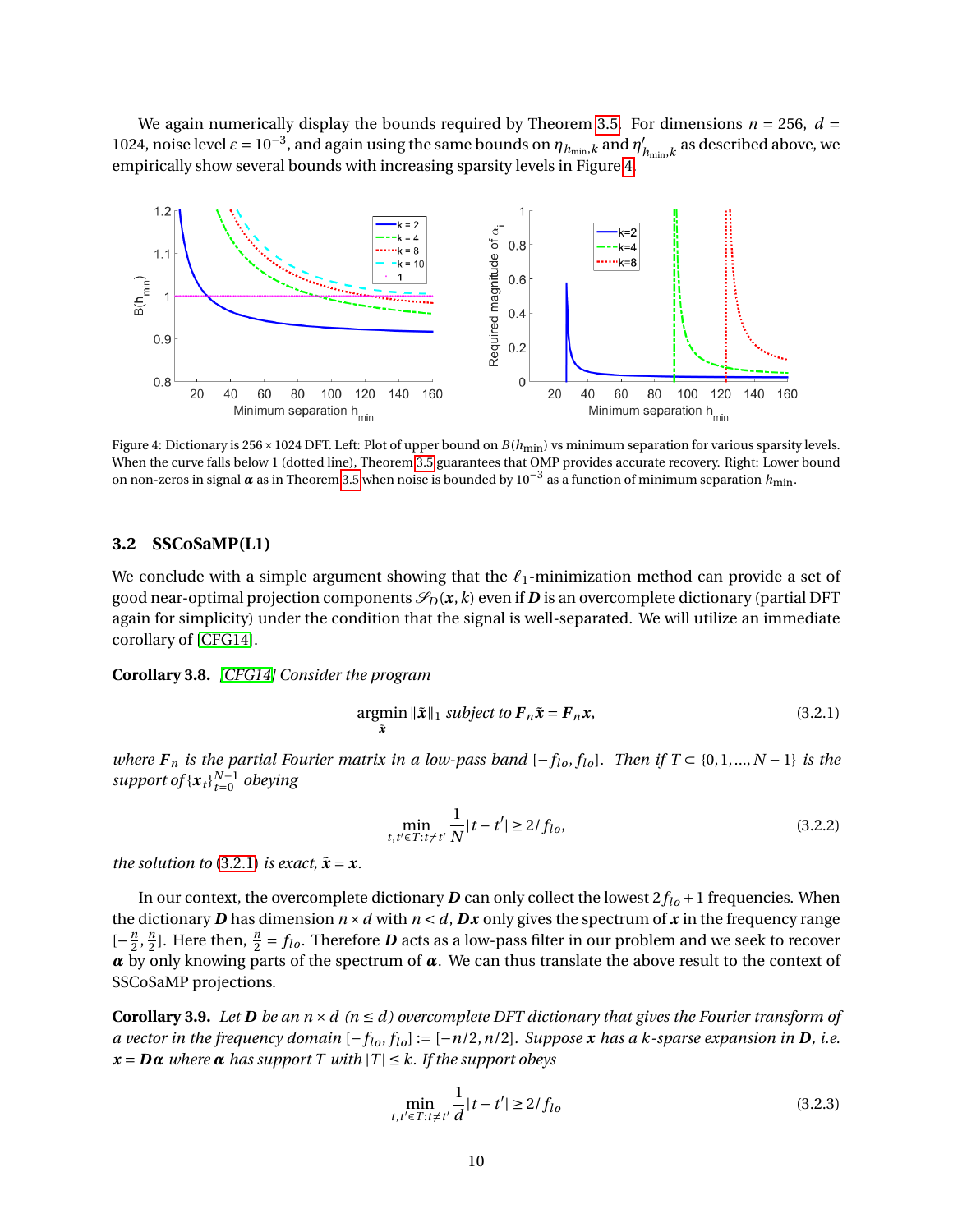We again numerically display the bounds required by Theorem 3.5. For dimensions $n = 256$, $d = 1024$, noise level $\varepsilon = 10^{-3}$, and again using the same bounds on $\eta_{h_{\min},k}$ and $\eta'_{h_{\min},k}$ as described above, we empirically show several bounds with increasing sparsity levels in Figure 4.

Figure 4: Dictionary is $256 \times 1024$ DFT. Left: Plot of upper bound on $B(h_{\min})$ vs minimum separation for various sparsity levels. When the curve falls below 1 (dotted line), Theorem 3.5 guarantees that OMP provides accurate recovery. Right: Lower bound on non-zeros in signal $\boldsymbol{\alpha}$ as in Theorem 3.5 when noise is bounded by $10^{-3}$ as a function of minimum separation $h_{\min}$.

### 3.2 SSCoSaMP(L1)

We conclude with a simple argument showing that the $\ell_1$-minimization method can provide a set of good near-optimal projection components $\mathscr{S}_D(\boldsymbol{x}, k)$ even if $\boldsymbol{D}$ is an overcomplete dictionary (partial DFT again for simplicity) under the condition that the signal is well-separated. We will utilize an immediate corollary of [CFG14].

**Corollary 3.8.** *[CFG14] Consider the program*

$$\operatorname*{argmin}_{\tilde{\boldsymbol{x}}} \|\tilde{\boldsymbol{x}}\|_1 \text{ subject to } \boldsymbol{F}_n\tilde{\boldsymbol{x}} = \boldsymbol{F}_n\boldsymbol{x}, \tag{3.2.1}$$

*where $\boldsymbol{F}_n$ is the partial Fourier matrix in a low-pass band $[-f_{lo}, f_{lo}]$. Then if $T \subset \{0, 1, ..., N-1\}$ is the support of $\{\boldsymbol{x}_t\}_{t=0}^{N-1}$ obeying*

$$\min_{t,t' \in T: t \neq t'} \frac{1}{N}|t - t'| \geq 2/f_{lo}, \tag{3.2.2}$$

*the solution to (3.2.1) is exact, $\tilde{\boldsymbol{x}} = \boldsymbol{x}$.*

In our context, the overcomplete dictionary $\boldsymbol{D}$ can only collect the lowest $2f_{lo} + 1$ frequencies. When the dictionary $\boldsymbol{D}$ has dimension $n \times d$ with $n < d$, $\boldsymbol{D}\boldsymbol{x}$ only gives the spectrum of $\boldsymbol{x}$ in the frequency range $[-\frac{n}{2}, \frac{n}{2}]$. Here then, $\frac{n}{2} = f_{lo}$. Therefore $\boldsymbol{D}$ acts as a low-pass filter in our problem and we seek to recover $\boldsymbol{\alpha}$ by only knowing parts of the spectrum of $\boldsymbol{\alpha}$. We can thus translate the above result to the context of SSCoSaMP projections.

**Corollary 3.9.** *Let $\boldsymbol{D}$ be an $n \times d$ ($n \leq d$) overcomplete DFT dictionary that gives the Fourier transform of a vector in the frequency domain $[-f_{lo}, f_{lo}] := [-n/2, n/2]$. Suppose $\boldsymbol{x}$ has a $k$-sparse expansion in $\boldsymbol{D}$, i.e. $\boldsymbol{x} = \boldsymbol{D}\boldsymbol{\alpha}$ where $\boldsymbol{\alpha}$ has support $T$ with $|T| \leq k$. If the support obeys*

$$\min_{t,t' \in T: t \neq t'} \frac{1}{d}|t - t'| \geq 2/f_{lo} \tag{3.2.3}$$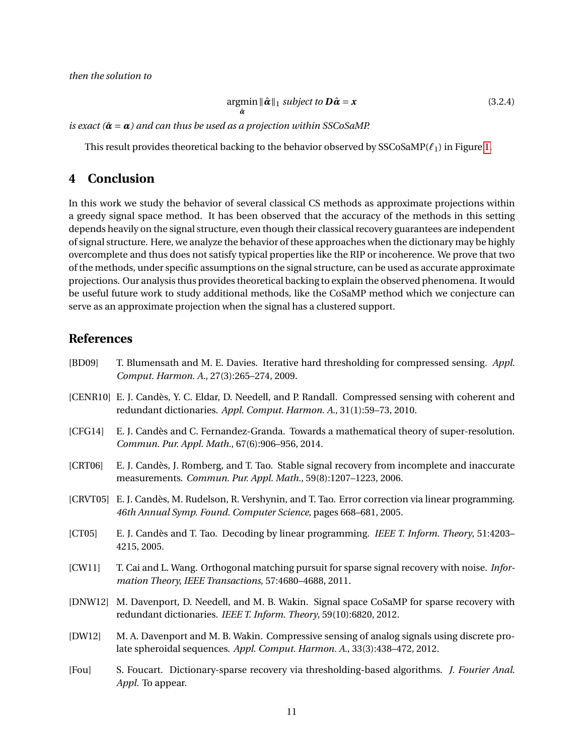*then the solution to*

$$\underset{\hat{\boldsymbol{\alpha}}}{\operatorname{argmin}} \|\hat{\boldsymbol{\alpha}}\|_1 \text{ subject to } \boldsymbol{D}\hat{\boldsymbol{\alpha}} = \boldsymbol{x} \tag{3.2.4}$$

*is exact ($\hat{\boldsymbol{\alpha}} = \boldsymbol{\alpha}$) and can thus be used as a projection within SSCoSaMP.*

This result provides theoretical backing to the behavior observed by SSCoSaMP($\ell_1$) in Figure 1.

# 4 Conclusion

In this work we study the behavior of several classical CS methods as approximate projections within a greedy signal space method. It has been observed that the accuracy of the methods in this setting depends heavily on the signal structure, even though their classical recovery guarantees are independent of signal structure. Here, we analyze the behavior of these approaches when the dictionary may be highly overcomplete and thus does not satisfy typical properties like the RIP or incoherence. We prove that two of the methods, under specific assumptions on the signal structure, can be used as accurate approximate projections. Our analysis thus provides theoretical backing to explain the observed phenomena. It would be useful future work to study additional methods, like the CoSaMP method which we conjecture can serve as an approximate projection when the signal has a clustered support.

# References

[BD09] T. Blumensath and M. E. Davies. Iterative hard thresholding for compressed sensing. *Appl. Comput. Harmon. A.*, 27(3):265–274, 2009.

[CENR10] E. J. Candès, Y. C. Eldar, D. Needell, and P. Randall. Compressed sensing with coherent and redundant dictionaries. *Appl. Comput. Harmon. A.*, 31(1):59–73, 2010.

[CFG14] E. J. Candès and C. Fernandez-Granda. Towards a mathematical theory of super-resolution. *Commun. Pur. Appl. Math.*, 67(6):906–956, 2014.

[CRT06] E. J. Candès, J. Romberg, and T. Tao. Stable signal recovery from incomplete and inaccurate measurements. *Commun. Pur. Appl. Math.*, 59(8):1207–1223, 2006.

[CRVT05] E. J. Candès, M. Rudelson, R. Vershynin, and T. Tao. Error correction via linear programming. *46th Annual Symp. Found. Computer Science*, pages 668–681, 2005.

[CT05] E. J. Candès and T. Tao. Decoding by linear programming. *IEEE T. Inform. Theory*, 51:4203–4215, 2005.

[CW11] T. Cai and L. Wang. Orthogonal matching pursuit for sparse signal recovery with noise. *Information Theory, IEEE Transactions*, 57:4680–4688, 2011.

[DNW12] M. Davenport, D. Needell, and M. B. Wakin. Signal space CoSaMP for sparse recovery with redundant dictionaries. *IEEE T. Inform. Theory*, 59(10):6820, 2012.

[DW12] M. A. Davenport and M. B. Wakin. Compressive sensing of analog signals using discrete prolate spheroidal sequences. *Appl. Comput. Harmon. A.*, 33(3):438–472, 2012.

[Fou] S. Foucart. Dictionary-sparse recovery via thresholding-based algorithms. *J. Fourier Anal. Appl.* To appear.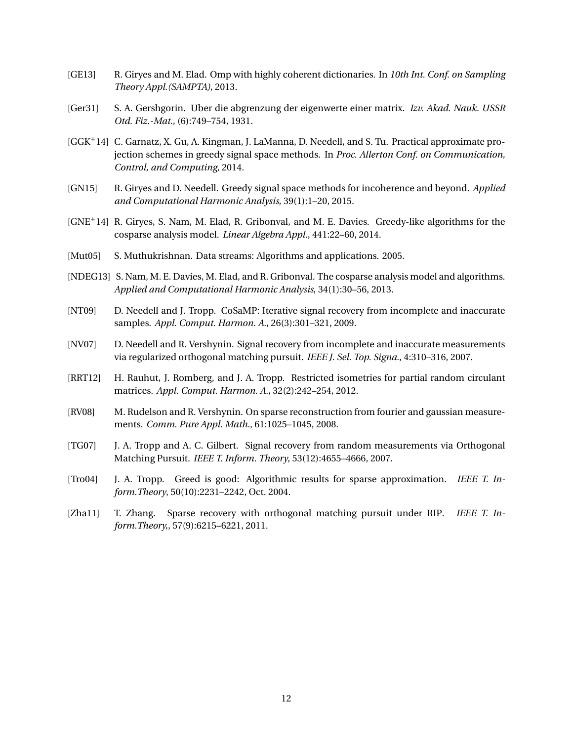[GE13] R. Giryes and M. Elad. Omp with highly coherent dictionaries. In *10th Int. Conf. on Sampling Theory Appl.(SAMPTA)*, 2013.

[Ger31] S. A. Gershgorin. Uber die abgrenzung der eigenwerte einer matrix. *Izv. Akad. Nauk. USSR Otd. Fiz.-Mat.*, (6):749–754, 1931.

[GGK+14] C. Garnatz, X. Gu, A. Kingman, J. LaManna, D. Needell, and S. Tu. Practical approximate projection schemes in greedy signal space methods. In *Proc. Allerton Conf. on Communication, Control, and Computing*, 2014.

[GN15] R. Giryes and D. Needell. Greedy signal space methods for incoherence and beyond. *Applied and Computational Harmonic Analysis*, 39(1):1–20, 2015.

[GNE+14] R. Giryes, S. Nam, M. Elad, R. Gribonval, and M. E. Davies. Greedy-like algorithms for the cosparse analysis model. *Linear Algebra Appl.*, 441:22–60, 2014.

[Mut05] S. Muthukrishnan. Data streams: Algorithms and applications. 2005.

[NDEG13] S. Nam, M. E. Davies, M. Elad, and R. Gribonval. The cosparse analysis model and algorithms. *Applied and Computational Harmonic Analysis*, 34(1):30–56, 2013.

[NT09] D. Needell and J. Tropp. CoSaMP: Iterative signal recovery from incomplete and inaccurate samples. *Appl. Comput. Harmon. A.*, 26(3):301–321, 2009.

[NV07] D. Needell and R. Vershynin. Signal recovery from incomplete and inaccurate measurements via regularized orthogonal matching pursuit. *IEEE J. Sel. Top. Signa.*, 4:310–316, 2007.

[RRT12] H. Rauhut, J. Romberg, and J. A. Tropp. Restricted isometries for partial random circulant matrices. *Appl. Comput. Harmon. A.*, 32(2):242–254, 2012.

[RV08] M. Rudelson and R. Vershynin. On sparse reconstruction from fourier and gaussian measurements. *Comm. Pure Appl. Math.*, 61:1025–1045, 2008.

[TG07] J. A. Tropp and A. C. Gilbert. Signal recovery from random measurements via Orthogonal Matching Pursuit. *IEEE T. Inform. Theory*, 53(12):4655–4666, 2007.

[Tro04] J. A. Tropp. Greed is good: Algorithmic results for sparse approximation. *IEEE T. Inform.Theory*, 50(10):2231–2242, Oct. 2004.

[Zha11] T. Zhang. Sparse recovery with orthogonal matching pursuit under RIP. *IEEE T. Inform.Theory,*, 57(9):6215–6221, 2011.